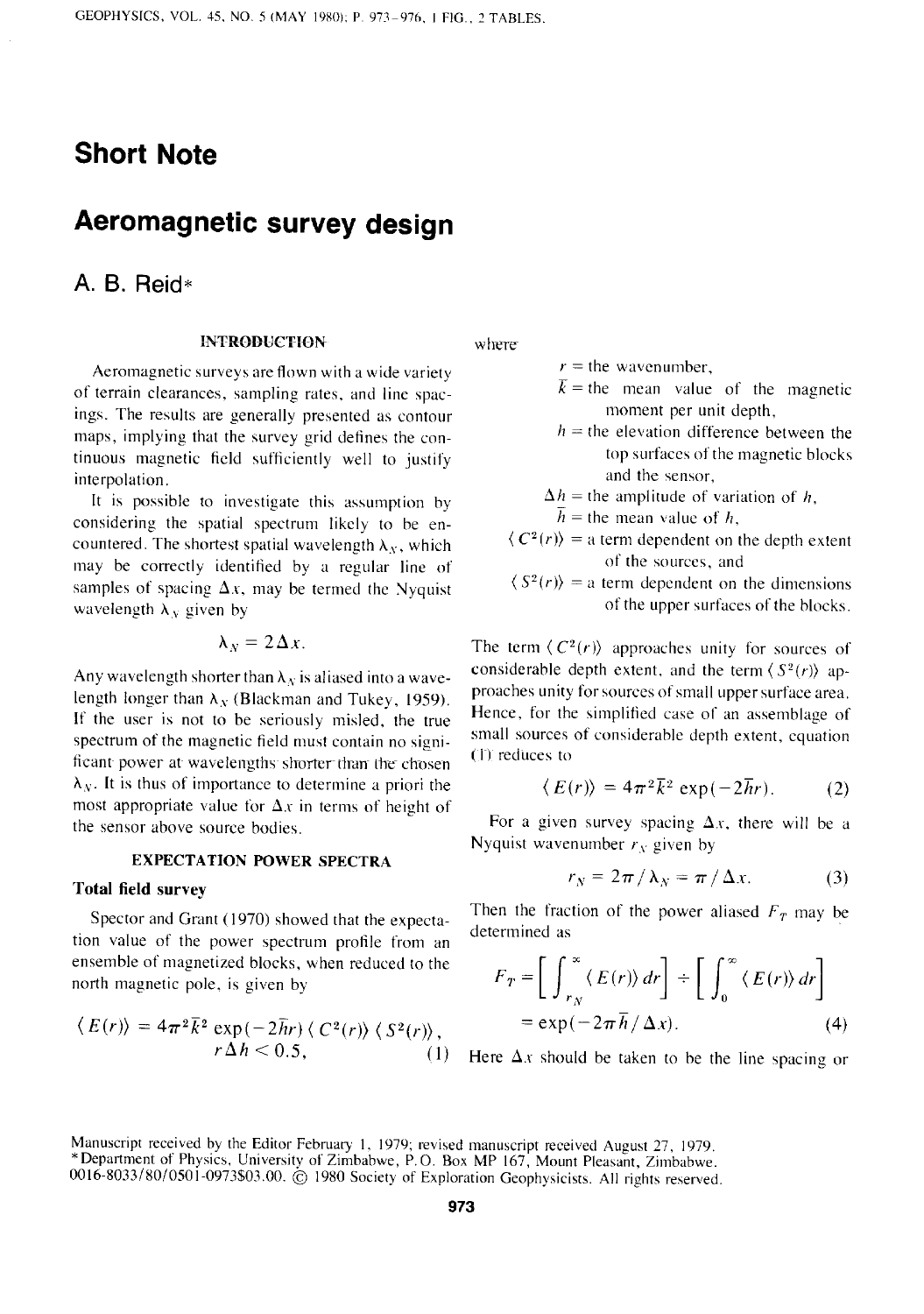# Short Note

# Aeromagnetic survey design

A. B. Reid*

## INTRODUCTION

Aeromagnetic surveys are flown with a wide variety of terrain clearances, sampling rates, and line spacings. The results are generally presented as contour maps, implying that the survey grid defines the continuous magnetic field sufficiently well to justify interpolation.

It is possible to investigate this assumption by considering the spatial spectrum likely to be encountered. The shortest spatial wavelength $\lambda_N$, which may be correctly identified by a regular line of samples of spacing $\Delta x$, may be termed the Nyquist wavelength $\lambda_N$ given by

$$\lambda_N = 2\Delta x.$$

Any wavelength shorter than $\lambda_N$ is aliased into a wavelength longer than $\lambda_N$ (Blackman and Tukey, 1959). If the user is not to be seriously misled, the true spectrum of the magnetic field must contain no significant power at wavelengths shorter than the chosen $\lambda_N$. It is thus of importance to determine a priori the most appropriate value for $\Delta x$ in terms of height of the sensor above source bodies.

## EXPECTATION POWER SPECTRA

### Total field survey

Spector and Grant (1970) showed that the expectation value of the power spectrum profile from an ensemble of magnetized blocks, when reduced to the north magnetic pole, is given by

$$\langle E(r) \rangle = 4\pi^2 \bar{k}^2 \exp(-2\bar{h}r) \langle C^2(r) \rangle \langle S^2(r) \rangle, \quad r\Delta h < 0.5, \tag{1}$$

where

- $r$ = the wavenumber,
- $\bar{k}$ = the mean value of the magnetic moment per unit depth,
- $h$ = the elevation difference between the top surfaces of the magnetic blocks and the sensor,
- $\Delta h$ = the amplitude of variation of $h$,
- $\bar{h}$ = the mean value of $h$,
- $\langle C^2(r) \rangle$ = a term dependent on the depth extent of the sources, and
- $\langle S^2(r) \rangle$ = a term dependent on the dimensions of the upper surfaces of the blocks.

The term $\langle C^2(r) \rangle$ approaches unity for sources of considerable depth extent, and the term $\langle S^2(r) \rangle$ approaches unity for sources of small upper surface area. Hence, for the simplified case of an assemblage of small sources of considerable depth extent, equation (1) reduces to

$$\langle E(r) \rangle = 4\pi^2 \bar{k}^2 \exp(-2\bar{h}r). \tag{2}$$

For a given survey spacing $\Delta x$, there will be a Nyquist wavenumber $r_N$ given by

$$r_N = 2\pi / \lambda_N = \pi / \Delta x. \tag{3}$$

Then the fraction of the power aliased $F_T$ may be determined as

$$F_T = \left[ \int_{r_N}^{\infty} \langle E(r) \rangle \, dr \right] \div \left[ \int_{0}^{\infty} \langle E(r) \rangle \, dr \right] = \exp(-2\pi\bar{h}/\Delta x). \tag{4}$$

Here $\Delta x$ should be taken to be the line spacing or

---

Manuscript received by the Editor February 1, 1979; revised manuscript received August 27, 1979.
*Department of Physics, University of Zimbabwe, P.O. Box MP 167, Mount Pleasant, Zimbabwe.
0016-8033/80/0501-0973$03.00. © 1980 Society of Exploration Geophysicists. All rights reserved.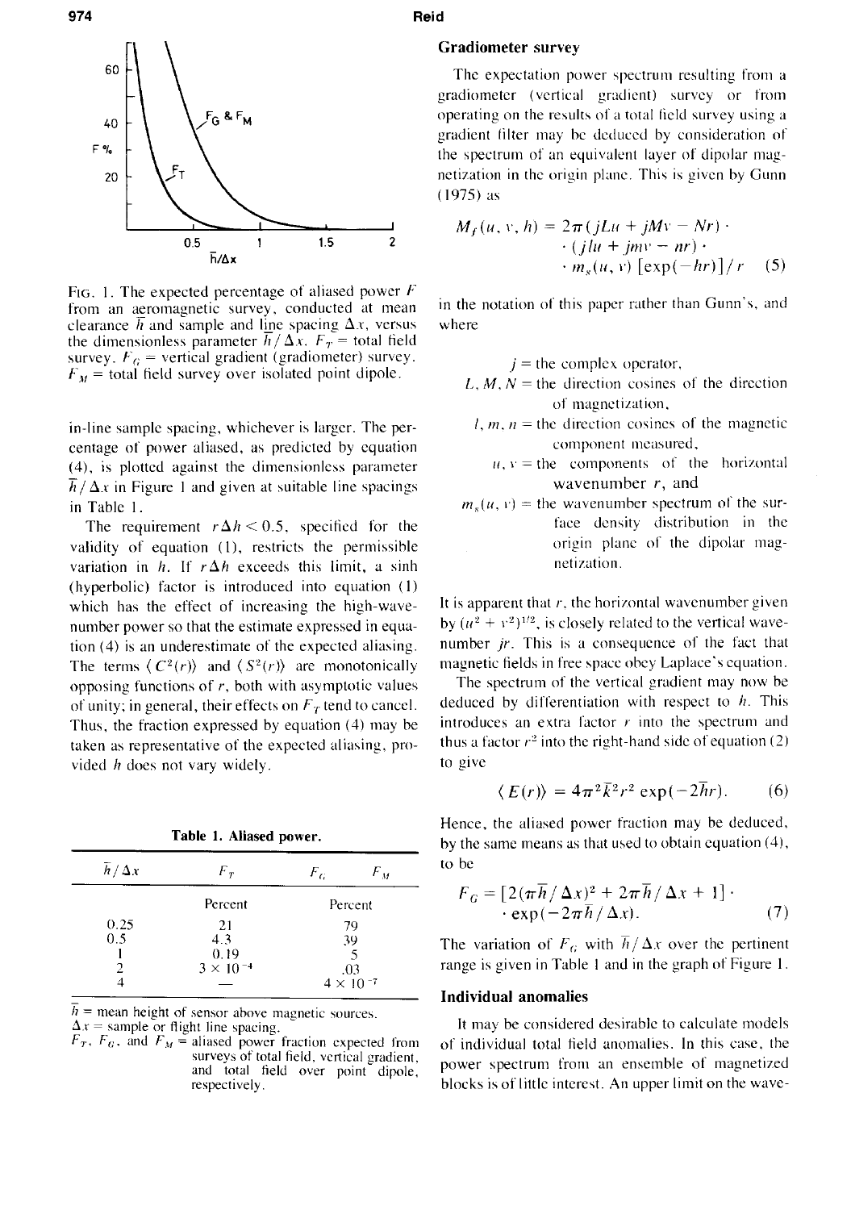FIG. 1. The expected percentage of aliased power $F$ from an aeromagnetic survey, conducted at mean clearance $\bar{h}$ and sample and line spacing $\Delta x$, versus the dimensionless parameter $\bar{h}/\Delta x$. $F_T$ = total field survey. $F_G$ = vertical gradient (gradiometer) survey. $F_M$ = total field survey over isolated point dipole.

in-line sample spacing, whichever is larger. The percentage of power aliased, as predicted by equation (4), is plotted against the dimensionless parameter $\bar{h}/\Delta x$ in Figure 1 and given at suitable line spacings in Table 1.

The requirement $r\Delta h < 0.5$, specified for the validity of equation (1), restricts the permissible variation in $h$. If $r\Delta h$ exceeds this limit, a sinh (hyperbolic) factor is introduced into equation (1) which has the effect of increasing the high-wavenumber power so that the estimate expressed in equation (4) is an underestimate of the expected aliasing. The terms $\langle C^2(r)\rangle$ and $\langle S^2(r)\rangle$ are monotonically opposing functions of $r$, both with asymptotic values of unity; in general, their effects on $F_T$ tend to cancel. Thus, the fraction expressed by equation (4) may be taken as representative of the expected aliasing, provided $h$ does not vary widely.

**Table 1. Aliased power.**

| $\bar{h}/\Delta x$ | $F_T$ | $F_G$ $F_M$ |
|---|---|---|
| | Percent | Percent |
| 0.25 | 21 | 79 |
| 0.5 | 4.3 | 39 |
| 1 | 0.19 | 5 |
| 2 | $3 \times 10^{-4}$ | .03 |
| 4 | — | $4 \times 10^{-7}$ |

$\bar{h}$ = mean height of sensor above magnetic sources.
$\Delta x$ = sample or flight line spacing.
$F_T$, $F_G$, and $F_M$ = aliased power fraction expected from surveys of total field, vertical gradient, and total field over point dipole, respectively.

## Gradiometer survey

The expectation power spectrum resulting from a gradiometer (vertical gradient) survey or from operating on the results of a total field survey using a gradient filter may be deduced by consideration of the spectrum of an equivalent layer of dipolar magnetization in the origin plane. This is given by Gunn (1975) as

$$M_f(u, v, h) = 2\pi(jLu + jMv - Nr) \cdot (jlu + jmv - nr) \cdot m_s(u, v)\,[\exp(-hr)]/r \quad (5)$$

in the notation of this paper rather than Gunn's, and where

$j$ = the complex operator,
$L, M, N$ = the direction cosines of the direction of magnetization,
$l, m, n$ = the direction cosines of the magnetic component measured,
$u, v$ = the components of the horizontal wavenumber $r$, and
$m_s(u, v)$ = the wavenumber spectrum of the surface density distribution in the origin plane of the dipolar magnetization.

It is apparent that $r$, the horizontal wavenumber given by $(u^2 + v^2)^{1/2}$, is closely related to the vertical wavenumber $jr$. This is a consequence of the fact that magnetic fields in free space obey Laplace's equation.

The spectrum of the vertical gradient may now be deduced by differentiation with respect to $h$. This introduces an extra factor $r$ into the spectrum and thus a factor $r^2$ into the right-hand side of equation (2) to give

$$\langle E(r)\rangle = 4\pi^2\bar{k}^2 r^2 \exp(-2\bar{h}r). \quad (6)$$

Hence, the aliased power fraction may be deduced, by the same means as that used to obtain equation (4), to be

$$F_G = [2(\pi\bar{h}/\Delta x)^2 + 2\pi\bar{h}/\Delta x + 1] \cdot \exp(-2\pi\bar{h}/\Delta x). \quad (7)$$

The variation of $F_G$ with $\bar{h}/\Delta x$ over the pertinent range is given in Table 1 and in the graph of Figure 1.

## Individual anomalies

It may be considered desirable to calculate models of individual total field anomalies. In this case, the power spectrum from an ensemble of magnetized blocks is of little interest. An upper limit on the wave-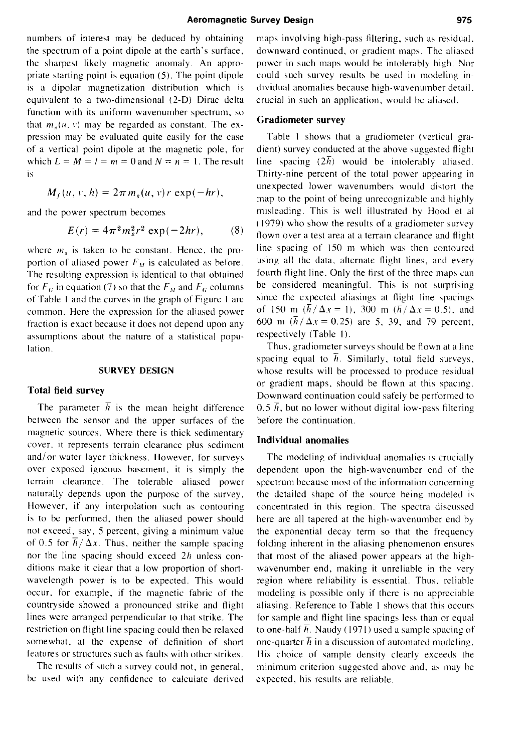numbers of interest may be deduced by obtaining the spectrum of a point dipole at the earth's surface, the sharpest likely magnetic anomaly. An appropriate starting point is equation (5). The point dipole is a dipolar magnetization distribution which is equivalent to a two-dimensional (2-D) Dirac delta function with its uniform wavenumber spectrum, so that $m_s(u, v)$ may be regarded as constant. The expression may be evaluated quite easily for the case of a vertical point dipole at the magnetic pole, for which $L = M = l = m = 0$ and $N = n = 1$. The result is

$$M_f(u, v, h) = 2\pi m_s(u, v) r \exp(-hr),$$

and the power spectrum becomes

$$E(r) = 4\pi^2 m_s^2 r^2 \exp(-2hr), \qquad (8)$$

where $m_s$ is taken to be constant. Hence, the proportion of aliased power $F_M$ is calculated as before. The resulting expression is identical to that obtained for $F_G$ in equation (7) so that the $F_M$ and $F_G$ columns of Table 1 and the curves in the graph of Figure 1 are common. Here the expression for the aliased power fraction is exact because it does not depend upon any assumptions about the nature of a statistical population.

## SURVEY DESIGN

### Total field survey

The parameter $\bar{h}$ is the mean height difference between the sensor and the upper surfaces of the magnetic sources. Where there is thick sedimentary cover, it represents terrain clearance plus sediment and/or water layer thickness. However, for surveys over exposed igneous basement, it is simply the terrain clearance. The tolerable aliased power naturally depends upon the purpose of the survey. However, if any interpolation such as contouring is to be performed, then the aliased power should not exceed, say, 5 percent, giving a minimum value of 0.5 for $\bar{h}/\Delta x$. Thus, neither the sample spacing nor the line spacing should exceed $2h$ unless conditions make it clear that a low proportion of short-wavelength power is to be expected. This would occur, for example, if the magnetic fabric of the countryside showed a pronounced strike and flight lines were arranged perpendicular to that strike. The restriction on flight line spacing could then be relaxed somewhat, at the expense of definition of short features or structures such as faults with other strikes.

The results of such a survey could not, in general, be used with any confidence to calculate derived maps involving high-pass filtering, such as residual, downward continued, or gradient maps. The aliased power in such maps would be intolerably high. Nor could such survey results be used in modeling individual anomalies because high-wavenumber detail, crucial in such an application, would be aliased.

### Gradiometer survey

Table 1 shows that a gradiometer (vertical gradient) survey conducted at the above suggested flight line spacing ($2\bar{h}$) would be intolerably aliased. Thirty-nine percent of the total power appearing in unexpected lower wavenumbers would distort the map to the point of being unrecognizable and highly misleading. This is well illustrated by Hood et al (1979) who show the results of a gradiometer survey flown over a test area at a terrain clearance and flight line spacing of 150 m which was then contoured using all the data, alternate flight lines, and every fourth flight line. Only the first of the three maps can be considered meaningful. This is not surprising since the expected aliasings at flight line spacings of 150 m ($\bar{h}/\Delta x = 1$), 300 m ($\bar{h}/\Delta x = 0.5$), and 600 m ($\bar{h}/\Delta x = 0.25$) are 5, 39, and 79 percent, respectively (Table 1).

Thus, gradiometer surveys should be flown at a line spacing equal to $\bar{h}$. Similarly, total field surveys, whose results will be processed to produce residual or gradient maps, should be flown at this spacing. Downward continuation could safely be performed to $0.5\,\bar{h}$, but no lower without digital low-pass filtering before the continuation.

### Individual anomalies

The modeling of individual anomalies is crucially dependent upon the high-wavenumber end of the spectrum because most of the information concerning the detailed shape of the source being modeled is concentrated in this region. The spectra discussed here are all tapered at the high-wavenumber end by the exponential decay term so that the frequency folding inherent in the aliasing phenomenon ensures that most of the aliased power appears at the high-wavenumber end, making it unreliable in the very region where reliability is essential. Thus, reliable modeling is possible only if there is no appreciable aliasing. Reference to Table 1 shows that this occurs for sample and flight line spacings less than or equal to one-half $\bar{h}$. Naudy (1971) used a sample spacing of one-quarter $\bar{h}$ in a discussion of automated modeling. His choice of sample density clearly exceeds the minimum criterion suggested above and, as may be expected, his results are reliable.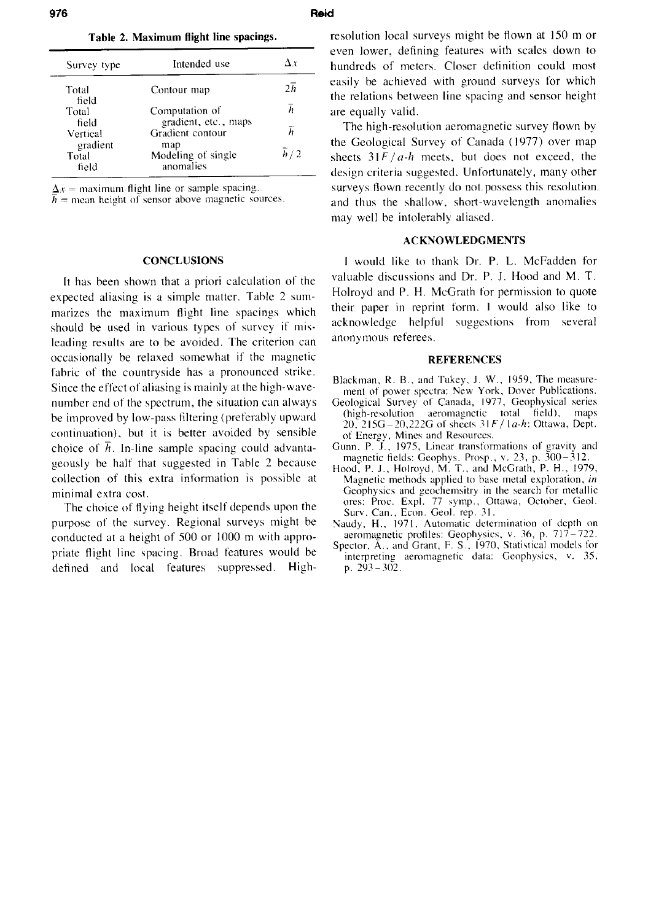Table 2. Maximum flight line spacings.

| Survey type | Intended use | $\Delta x$ |
|---|---|---|
| Total field | Contour map | $2\bar{h}$ |
| Total field | Computation of gradient, etc., maps | $\bar{h}$ |
| Vertical gradient | Gradient contour map | $\bar{h}$ |
| Total field | Modeling of single anomalies | $\bar{h}/2$ |

$\Delta x$ = maximum flight line or sample spacing.
$\bar{h}$ = mean height of sensor above magnetic sources.

## CONCLUSIONS

It has been shown that a priori calculation of the expected aliasing is a simple matter. Table 2 summarizes the maximum flight line spacings which should be used in various types of survey if misleading results are to be avoided. The criterion can occasionally be relaxed somewhat if the magnetic fabric of the countryside has a pronounced strike. Since the effect of aliasing is mainly at the high-wavenumber end of the spectrum, the situation can always be improved by low-pass filtering (preferably upward continuation), but it is better avoided by sensible choice of $\bar{h}$. In-line sample spacing could advantageously be half that suggested in Table 2 because collection of this extra information is possible at minimal extra cost.

The choice of flying height itself depends upon the purpose of the survey. Regional surveys might be conducted at a height of 500 or 1000 m with appropriate flight line spacing. Broad features would be defined and local features suppressed. High-resolution local surveys might be flown at 150 m or even lower, defining features with scales down to hundreds of meters. Closer definition could most easily be achieved with ground surveys for which the relations between line spacing and sensor height are equally valid.

The high-resolution aeromagnetic survey flown by the Geological Survey of Canada (1977) over map sheets 31*F*/*a*-*h* meets, but does not exceed, the design criteria suggested. Unfortunately, many other surveys flown recently do not possess this resolution and thus the shallow, short-wavelength anomalies may well be intolerably aliased.

## ACKNOWLEDGMENTS

I would like to thank Dr. P. L. McFadden for valuable discussions and Dr. P. J. Hood and M. T. Holroyd and P. H. McGrath for permission to quote their paper in reprint form. I would also like to acknowledge helpful suggestions from several anonymous referees.

## REFERENCES

Blackman, R. B., and Tukey, J. W., 1959, The measurement of power spectra: New York, Dover Publications.

Geological Survey of Canada, 1977, Geophysical series (high-resolution aeromagnetic total field), maps 20, 215G–20,222G of sheets 31*F*/1*a*-*h*: Ottawa, Dept. of Energy, Mines and Resources.

Gunn, P. J., 1975, Linear transformations of gravity and magnetic fields: Geophys. Prosp., v. 23, p. 300–312.

Hood, P. J., Holroyd, M. T., and McGrath, P. H., 1979, Magnetic methods applied to base metal exploration, *in* Geophysics and geochemsitry in the search for metallic ores: Proc. Expl. 77 symp., Ottawa, October, Geol. Surv. Can., Econ. Geol. rep. 31.

Naudy, H., 1971, Automatic determination of depth on aeromagnetic profiles: Geophysics, v. 36, p. 717–722.

Spector, A., and Grant, F. S., 1970, Statistical models for interpreting aeromagnetic data: Geophysics, v. 35, p. 293–302.